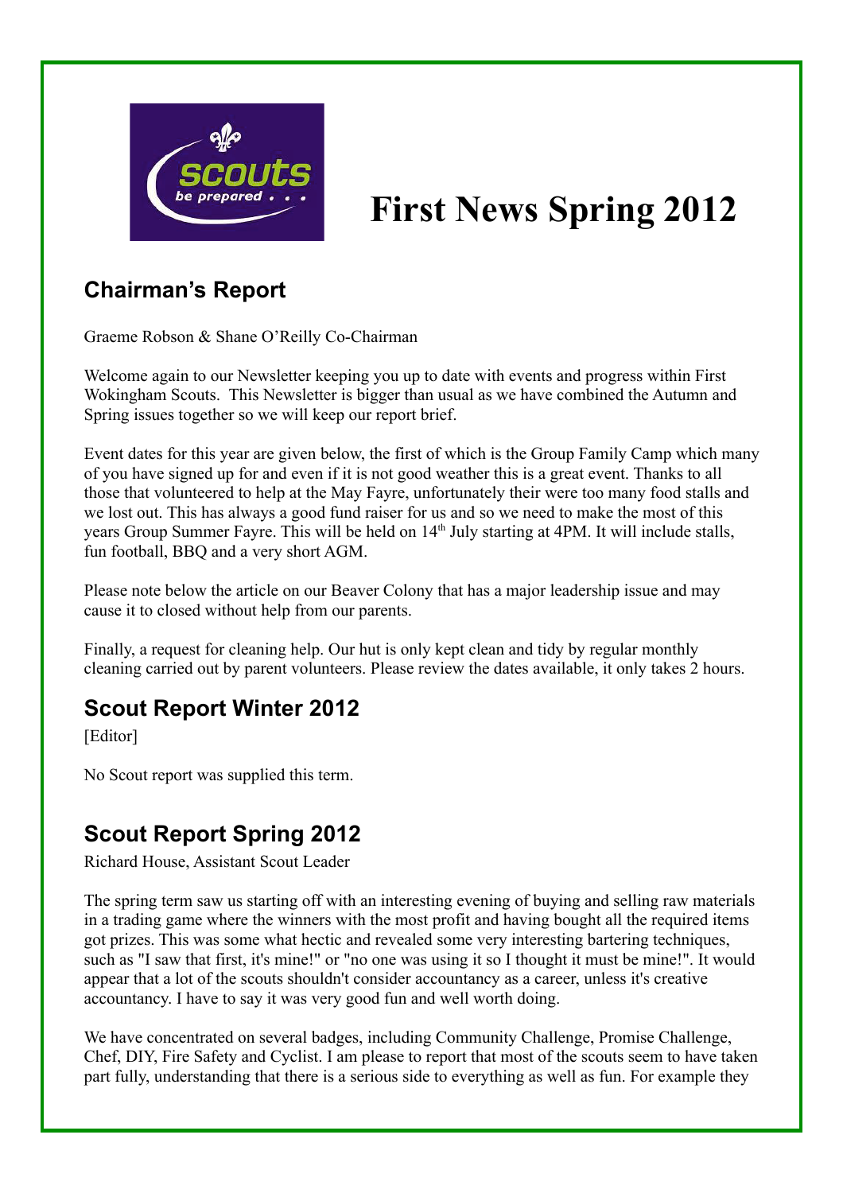# First News Spring 2012

## Chairman's Report

Graeme Robson & Shane O'Reilly Co-Chairman

Welcome again to our Newsletter keeping you up to date with events and progress within First Wokingham Scouts. This Newsletter is bigger than usual as we have combined the Autumn and Spring issues together so we will keep our report brief.

Event dates for this year are given below, the first of which is the Group Family Camp which many of you have signed up for and even if it is not good weather this is a great event. Thanks to all those that volunteered to help at the May Fayre, unfortunately their were too many food stalls and we lost out. This has always a good fund raiser for us and so we need to make the most of this years Group Summer Fayre. This will be held on 14th July starting at 4PM. It will include stalls, fun football, BBQ and a very short AGM.

Please note below the article on our Beaver Colony that has a major leadership issue and may cause it to closed without help from our parents.

Finally, a request for cleaning help. Our hut is only kept clean and tidy by regular monthly cleaning carried out by parent volunteers. Please review the dates available, it only takes 2 hours.

## Scout Report Winter 2012

[Editor]

No Scout report was supplied this term.

## Scout Report Spring 2012

Richard House, Assistant Scout Leader

The spring term saw us starting off with an interesting evening of buying and selling raw materials in a trading game where the winners with the most profit and having bought all the required items got prizes. This was some what hectic and revealed some very interesting bartering techniques, such as "I saw that first, it's mine!" or "no one was using it so I thought it must be mine!". It would appear that a lot of the scouts shouldn't consider accountancy as a career, unless it's creative accountancy. I have to say it was very good fun and well worth doing.

We have concentrated on several badges, including Community Challenge, Promise Challenge, Chef, DIY, Fire Safety and Cyclist. I am please to report that most of the scouts seem to have taken part fully, understanding that there is a serious side to everything as well as fun. For example they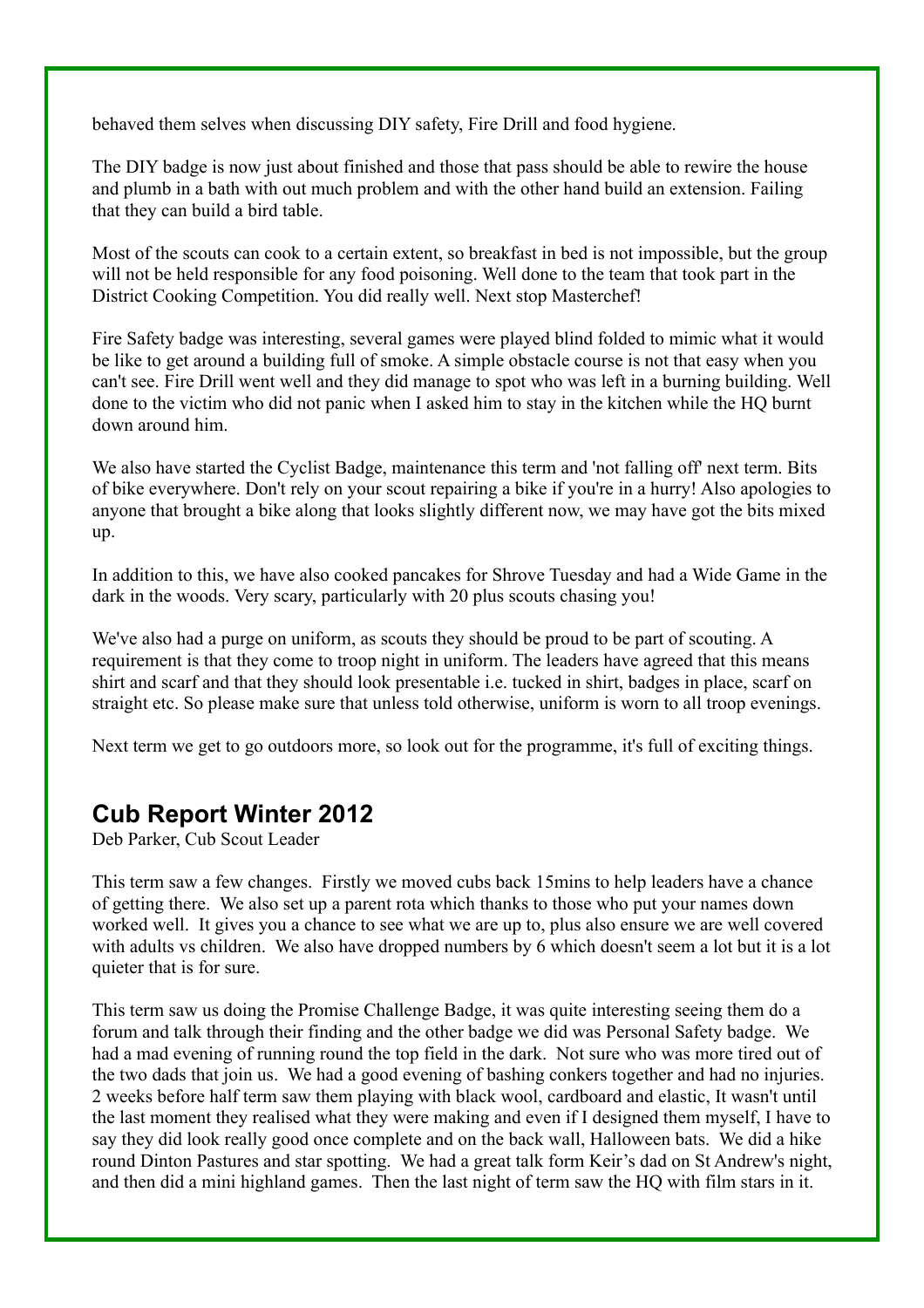behaved them selves when discussing DIY safety, Fire Drill and food hygiene.

The DIY badge is now just about finished and those that pass should be able to rewire the house and plumb in a bath with out much problem and with the other hand build an extension. Failing that they can build a bird table.

Most of the scouts can cook to a certain extent, so breakfast in bed is not impossible, but the group will not be held responsible for any food poisoning. Well done to the team that took part in the District Cooking Competition. You did really well. Next stop Masterchef!

Fire Safety badge was interesting, several games were played blind folded to mimic what it would be like to get around a building full of smoke. A simple obstacle course is not that easy when you can't see. Fire Drill went well and they did manage to spot who was left in a burning building. Well done to the victim who did not panic when I asked him to stay in the kitchen while the HQ burnt down around him.

We also have started the Cyclist Badge, maintenance this term and 'not falling off' next term. Bits of bike everywhere. Don't rely on your scout repairing a bike if you're in a hurry! Also apologies to anyone that brought a bike along that looks slightly different now, we may have got the bits mixed up.

In addition to this, we have also cooked pancakes for Shrove Tuesday and had a Wide Game in the dark in the woods. Very scary, particularly with 20 plus scouts chasing you!

We've also had a purge on uniform, as scouts they should be proud to be part of scouting. A requirement is that they come to troop night in uniform. The leaders have agreed that this means shirt and scarf and that they should look presentable i.e. tucked in shirt, badges in place, scarf on straight etc. So please make sure that unless told otherwise, uniform is worn to all troop evenings.

Next term we get to go outdoors more, so look out for the programme, it's full of exciting things.

## Cub Report Winter 2012

Deb Parker, Cub Scout Leader

This term saw a few changes. Firstly we moved cubs back 15mins to help leaders have a chance of getting there. We also set up a parent rota which thanks to those who put your names down worked well. It gives you a chance to see what we are up to, plus also ensure we are well covered with adults vs children. We also have dropped numbers by 6 which doesn't seem a lot but it is a lot quieter that is for sure.

This term saw us doing the Promise Challenge Badge, it was quite interesting seeing them do a forum and talk through their finding and the other badge we did was Personal Safety badge. We had a mad evening of running round the top field in the dark. Not sure who was more tired out of the two dads that join us. We had a good evening of bashing conkers together and had no injuries. 2 weeks before half term saw them playing with black wool, cardboard and elastic, It wasn't until the last moment they realised what they were making and even if I designed them myself, I have to say they did look really good once complete and on the back wall, Halloween bats. We did a hike round Dinton Pastures and star spotting. We had a great talk form Keir's dad on St Andrew's night, and then did a mini highland games. Then the last night of term saw the HQ with film stars in it.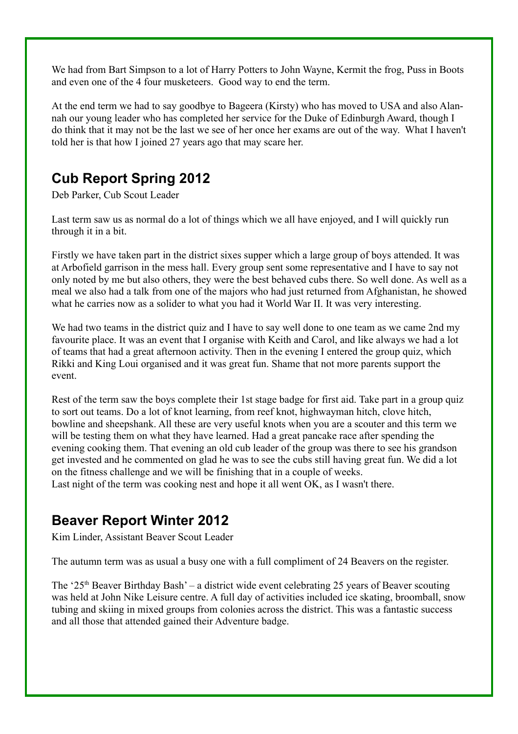We had from Bart Simpson to a lot of Harry Potters to John Wayne, Kermit the frog, Puss in Boots and even one of the 4 four musketeers. Good way to end the term.

At the end term we had to say goodbye to Bageera (Kirsty) who has moved to USA and also Alannah our young leader who has completed her service for the Duke of Edinburgh Award, though I do think that it may not be the last we see of her once her exams are out of the way. What I haven't told her is that how I joined 27 years ago that may scare her.

## Cub Report Spring 2012

Deb Parker, Cub Scout Leader

Last term saw us as normal do a lot of things which we all have enjoyed, and I will quickly run through it in a bit.

Firstly we have taken part in the district sixes supper which a large group of boys attended. It was at Arbofield garrison in the mess hall. Every group sent some representative and I have to say not only noted by me but also others, they were the best behaved cubs there. So well done. As well as a meal we also had a talk from one of the majors who had just returned from Afghanistan, he showed what he carries now as a solider to what you had it World War II. It was very interesting.

We had two teams in the district quiz and I have to say well done to one team as we came 2nd my favourite place. It was an event that I organise with Keith and Carol, and like always we had a lot of teams that had a great afternoon activity. Then in the evening I entered the group quiz, which Rikki and King Loui organised and it was great fun. Shame that not more parents support the event.

Rest of the term saw the boys complete their 1st stage badge for first aid. Take part in a group quiz to sort out teams. Do a lot of knot learning, from reef knot, highwayman hitch, clove hitch, bowline and sheepshank. All these are very useful knots when you are a scouter and this term we will be testing them on what they have learned. Had a great pancake race after spending the evening cooking them. That evening an old cub leader of the group was there to see his grandson get invested and he commented on glad he was to see the cubs still having great fun. We did a lot on the fitness challenge and we will be finishing that in a couple of weeks.
Last night of the term was cooking nest and hope it all went OK, as I wasn't there.

## Beaver Report Winter 2012

Kim Linder, Assistant Beaver Scout Leader

The autumn term was as usual a busy one with a full compliment of 24 Beavers on the register.

The '25th Beaver Birthday Bash' – a district wide event celebrating 25 years of Beaver scouting was held at John Nike Leisure centre. A full day of activities included ice skating, broomball, snow tubing and skiing in mixed groups from colonies across the district. This was a fantastic success and all those that attended gained their Adventure badge.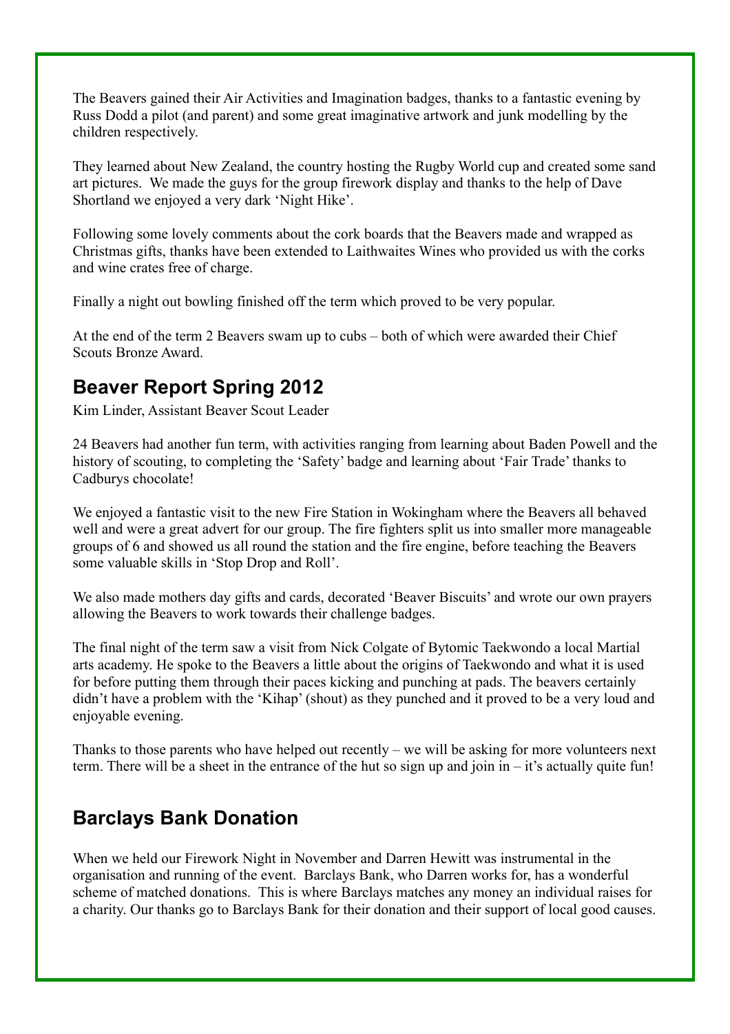The Beavers gained their Air Activities and Imagination badges, thanks to a fantastic evening by Russ Dodd a pilot (and parent) and some great imaginative artwork and junk modelling by the children respectively.

They learned about New Zealand, the country hosting the Rugby World cup and created some sand art pictures. We made the guys for the group firework display and thanks to the help of Dave Shortland we enjoyed a very dark 'Night Hike'.

Following some lovely comments about the cork boards that the Beavers made and wrapped as Christmas gifts, thanks have been extended to Laithwaites Wines who provided us with the corks and wine crates free of charge.

Finally a night out bowling finished off the term which proved to be very popular.

At the end of the term 2 Beavers swam up to cubs – both of which were awarded their Chief Scouts Bronze Award.

## Beaver Report Spring 2012

Kim Linder, Assistant Beaver Scout Leader

24 Beavers had another fun term, with activities ranging from learning about Baden Powell and the history of scouting, to completing the 'Safety' badge and learning about 'Fair Trade' thanks to Cadburys chocolate!

We enjoyed a fantastic visit to the new Fire Station in Wokingham where the Beavers all behaved well and were a great advert for our group. The fire fighters split us into smaller more manageable groups of 6 and showed us all round the station and the fire engine, before teaching the Beavers some valuable skills in 'Stop Drop and Roll'.

We also made mothers day gifts and cards, decorated 'Beaver Biscuits' and wrote our own prayers allowing the Beavers to work towards their challenge badges.

The final night of the term saw a visit from Nick Colgate of Bytomic Taekwondo a local Martial arts academy. He spoke to the Beavers a little about the origins of Taekwondo and what it is used for before putting them through their paces kicking and punching at pads. The beavers certainly didn't have a problem with the 'Kihap' (shout) as they punched and it proved to be a very loud and enjoyable evening.

Thanks to those parents who have helped out recently – we will be asking for more volunteers next term. There will be a sheet in the entrance of the hut so sign up and join in – it's actually quite fun!

## Barclays Bank Donation

When we held our Firework Night in November and Darren Hewitt was instrumental in the organisation and running of the event. Barclays Bank, who Darren works for, has a wonderful scheme of matched donations. This is where Barclays matches any money an individual raises for a charity. Our thanks go to Barclays Bank for their donation and their support of local good causes.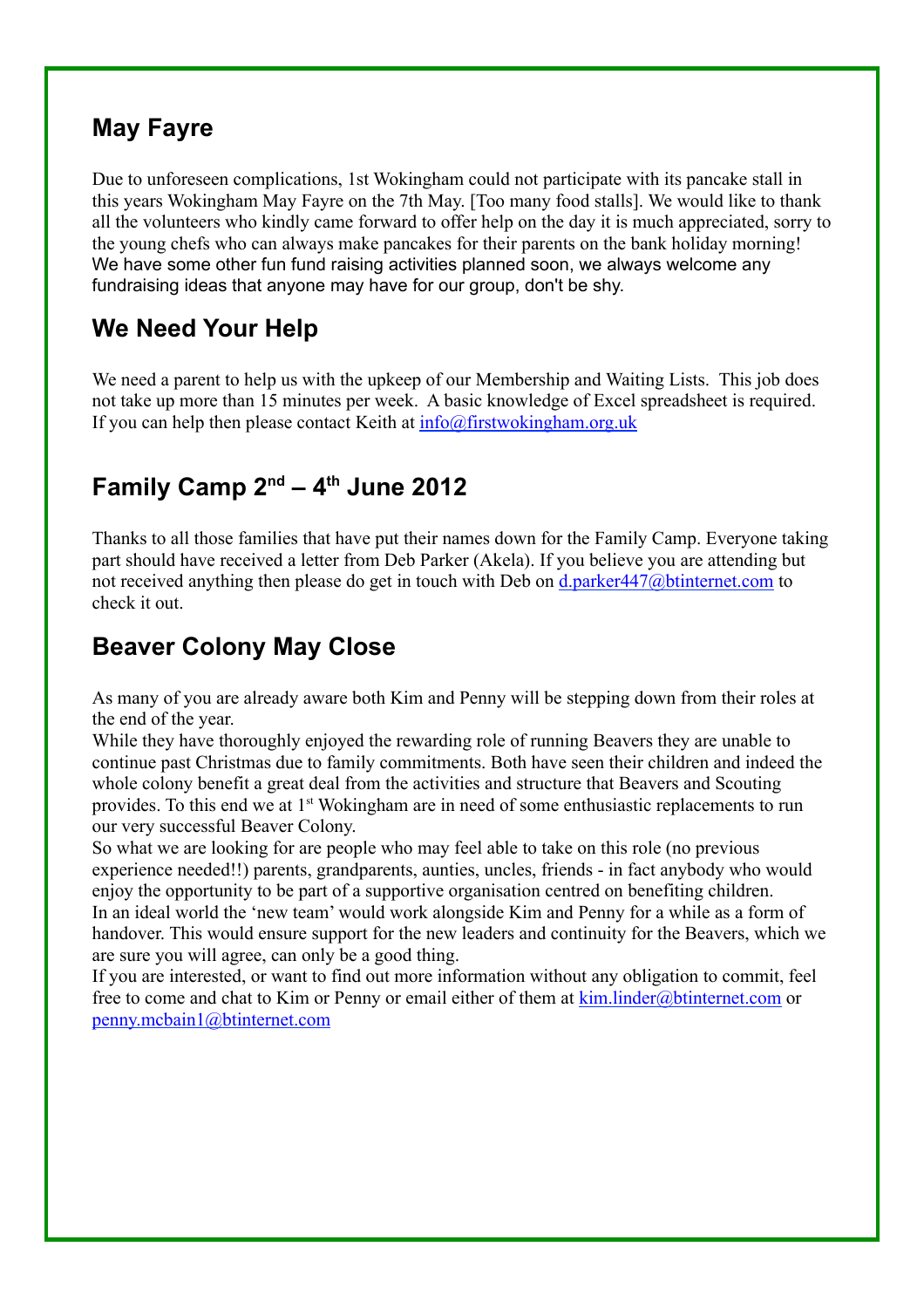## May Fayre

Due to unforeseen complications, 1st Wokingham could not participate with its pancake stall in this years Wokingham May Fayre on the 7th May. [Too many food stalls]. We would like to thank all the volunteers who kindly came forward to offer help on the day it is much appreciated, sorry to the young chefs who can always make pancakes for their parents on the bank holiday morning! We have some other fun fund raising activities planned soon, we always welcome any fundraising ideas that anyone may have for our group, don't be shy.

## We Need Your Help

We need a parent to help us with the upkeep of our Membership and Waiting Lists. This job does not take up more than 15 minutes per week. A basic knowledge of Excel spreadsheet is required. If you can help then please contact Keith at info@firstwokingham.org.uk

## Family Camp 2nd – 4th June 2012

Thanks to all those families that have put their names down for the Family Camp. Everyone taking part should have received a letter from Deb Parker (Akela). If you believe you are attending but not received anything then please do get in touch with Deb on d.parker447@btinternet.com to check it out.

## Beaver Colony May Close

As many of you are already aware both Kim and Penny will be stepping down from their roles at the end of the year.

While they have thoroughly enjoyed the rewarding role of running Beavers they are unable to continue past Christmas due to family commitments. Both have seen their children and indeed the whole colony benefit a great deal from the activities and structure that Beavers and Scouting provides. To this end we at 1st Wokingham are in need of some enthusiastic replacements to run our very successful Beaver Colony.

So what we are looking for are people who may feel able to take on this role (no previous experience needed!!) parents, grandparents, aunties, uncles, friends - in fact anybody who would enjoy the opportunity to be part of a supportive organisation centred on benefiting children.

In an ideal world the 'new team' would work alongside Kim and Penny for a while as a form of handover. This would ensure support for the new leaders and continuity for the Beavers, which we are sure you will agree, can only be a good thing.

If you are interested, or want to find out more information without any obligation to commit, feel free to come and chat to Kim or Penny or email either of them at kim.linder@btinternet.com or penny.mcbain1@btinternet.com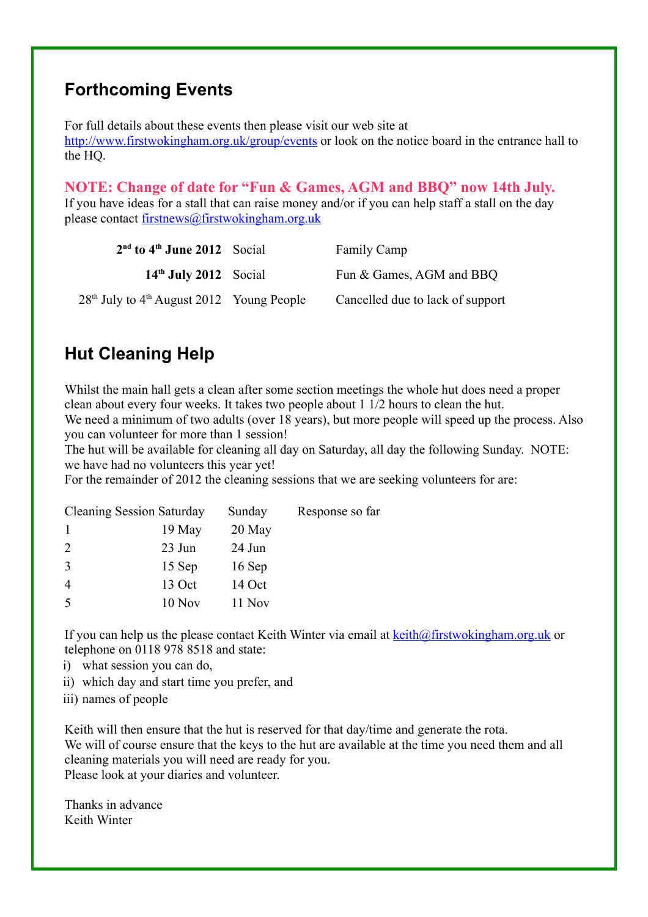## Forthcoming Events

For full details about these events then please visit our web site at http://www.firstwokingham.org.uk/group/events or look on the notice board in the entrance hall to the HQ.

**NOTE: Change of date for "Fun & Games, AGM and BBQ" now 14th July.**

If you have ideas for a stall that can raise money and/or if you can help staff a stall on the day please contact firstnews@firstwokingham.org.uk

| | | |
|---|---|---|
| **2nd to 4th June 2012** | Social | Family Camp |
| **14th July 2012** | Social | Fun & Games, AGM and BBQ |
| 28th July to 4th August 2012 | Young People | Cancelled due to lack of support |

## Hut Cleaning Help

Whilst the main hall gets a clean after some section meetings the whole hut does need a proper clean about every four weeks. It takes two people about 1 1/2 hours to clean the hut.
We need a minimum of two adults (over 18 years), but more people will speed up the process. Also you can volunteer for more than 1 session!
The hut will be available for cleaning all day on Saturday, all day the following Sunday. NOTE: we have had no volunteers this year yet!
For the remainder of 2012 the cleaning sessions that we are seeking volunteers for are:

| Cleaning Session | Saturday | Sunday | Response so far |
|---|---|---|---|
| 1 | 19 May | 20 May | |
| 2 | 23 Jun | 24 Jun | |
| 3 | 15 Sep | 16 Sep | |
| 4 | 13 Oct | 14 Oct | |
| 5 | 10 Nov | 11 Nov | |

If you can help us the please contact Keith Winter via email at keith@firstwokingham.org.uk or telephone on 0118 978 8518 and state:

i) what session you can do,
ii) which day and start time you prefer, and
iii) names of people

Keith will then ensure that the hut is reserved for that day/time and generate the rota.
We will of course ensure that the keys to the hut are available at the time you need them and all cleaning materials you will need are ready for you.
Please look at your diaries and volunteer.

Thanks in advance
Keith Winter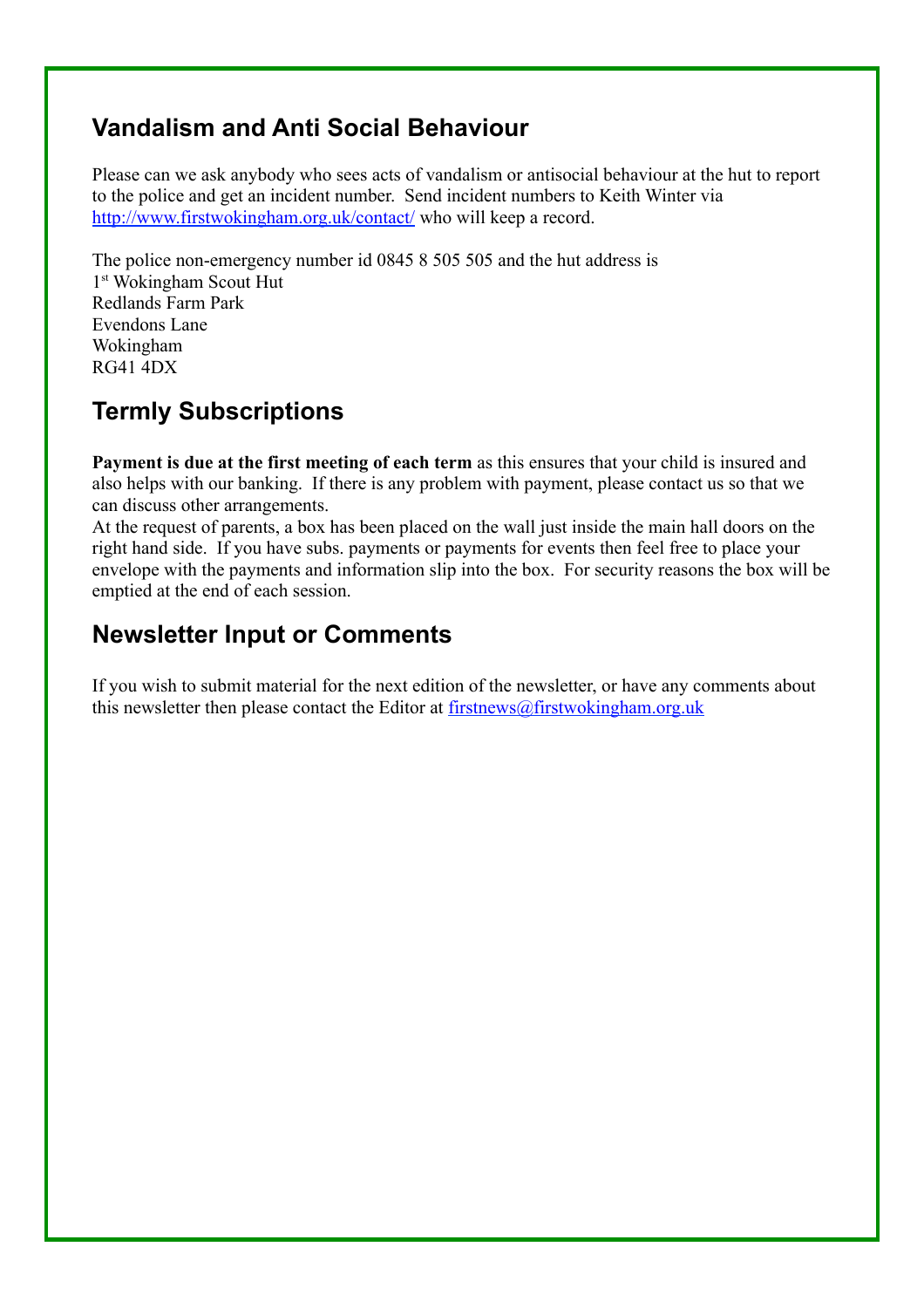## Vandalism and Anti Social Behaviour

Please can we ask anybody who sees acts of vandalism or antisocial behaviour at the hut to report to the police and get an incident number. Send incident numbers to Keith Winter via http://www.firstwokingham.org.uk/contact/ who will keep a record.

The police non-emergency number id 0845 8 505 505 and the hut address is
1st Wokingham Scout Hut
Redlands Farm Park
Evendons Lane
Wokingham
RG41 4DX

## Termly Subscriptions

**Payment is due at the first meeting of each term** as this ensures that your child is insured and also helps with our banking. If there is any problem with payment, please contact us so that we can discuss other arrangements.
At the request of parents, a box has been placed on the wall just inside the main hall doors on the right hand side. If you have subs. payments or payments for events then feel free to place your envelope with the payments and information slip into the box. For security reasons the box will be emptied at the end of each session.

## Newsletter Input or Comments

If you wish to submit material for the next edition of the newsletter, or have any comments about this newsletter then please contact the Editor at firstnews@firstwokingham.org.uk